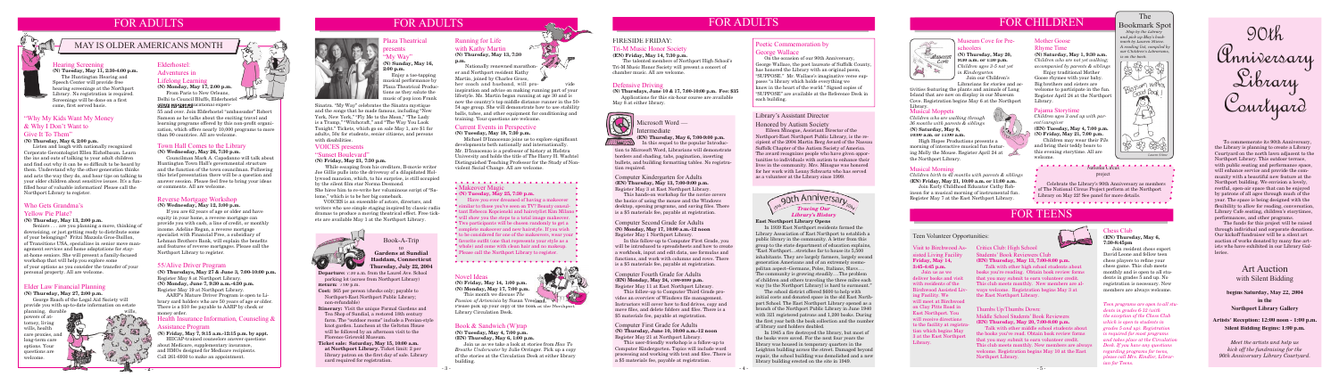# FOR ADULTS

## MAY IS OLDER AMERICANS MONTH

### Hearing Screening
**(N) Tuesday, May 11, 2:30-4:00 p.m.**

The Huntington Hearing and Speech Center will provide free hearing screenings at the Northport Library. No registration is required. Screenings will be done on a first come, first served basis.

### "Why My Kids Want My Money & Why I Don't Want to Give It To Them"
**(N) Thursday, May 6, 2:00 p.m.**

Listen and laugh with nationally recognized Corporate Gerontologist Ellen Eichelbaum. Learn the ins and outs of talking to your adult children and find out why it can be so difficult to be heard by them. Understand why the other generation thinks and acts the way they do, and hear tips on talking to your older children about sensitive issues. It's a fun-filled hour of valuable information! Please call the Northport Library to register.

### Who Gets Grandma's Yellow Pie Plate?
**(N) Thursday, May 13, 2:00 p.m.**

Seniors . . . are you planning a move, thinking of downsizing, or just getting ready to distribute some of your belongings? Fritzi Mazzola Gros-Daillon of TransItions USA, specialists in senior move management services and home adaptations for stay-at-home seniors. She will present a family-focused workshop that will help you explore some of your options as you consider the transfer of your personal property. All are welcome.

### Elder Law Financial Planning
**(N) Thursday, May 27, 2:00 p.m.**

George Roach of the Legal Aid Society will provide you with up-to-date information on estate planning, durable powers of attorney, living wills, health care proxies, and long-term care options. Your questions are welcome.

### Elderhostel: Adventures in Lifelong Learning
**(N) Monday, May 17, 2:00 p.m.**

From Paris to New Orleans, Delhi to Council Bluffs, Elderhostel offers educational experiences for those 55 and over. Join Elderhostel "ambassador" Robert Samson as he talks about the exciting travel and learning programs offered by this non-profit organization, which offers nearly 10,000 programs to more than 90 countries. All are welcome.

### Town Hall Comes to the Library
**(N) Wednesday, May 26, 7:30 p.m.**

Councilman Mark A. Cuthbertson will talk about Huntington Town Hall's governmental structure and the function of the town councilman. Following this brief presentation there will be a question and answer session. Please feel free to bring your ideas or comments. All are welcome.

### Reverse Mortgage Workshop
**(N) Wednesday, May 12, 2:00 p.m.**

If you are 62 years of age or older and have equity in your home, a reverse mortgage can provide you with cash, a line of credit, or monthly income. Adeline Rapin, a reverse mortgage specialist with Financial Freedom, a subsidiary of Lehman Brothers Bank, will explain the benefits and features of reverse mortgages. Please call the Northport Library to register.

### 55/Alive Driver Program
**(N) Thursdays, May 27 & June 3, 7:00-10:00 p.m.**
Register May 8 at Northport Library.
**(N) Monday, June 7, 9:30 a.m.-4:00 p.m.**
Register May 10 at Northport Library.

AARP's Mature Driver Program is open to Library card holders who are 50 years of age or older. There is a $10 fee payable to AARP by check or money order.

### Health Insurance Information, Counseling & Assistance Program
**(N) Friday, May 7, 9:15 a.m.-12:15 p.m. by appt.**

HIICAP-trained counselors answer questions about Medicare, supplementary insurance, and HMOs designed for Medicare recipients. Call 261-6930 to make an appointment.

### Plaza Theatrical presents "My Way"
**(N) Sunday, May 16, 2:00 p.m.**

Enjoy a toe-tapping musical performance by Plaza Theatrical Productions as they salute the music of pop icon Frank Sinatra. "My Way" celebrates the Sinatra mystique and the songs that he made famous, including "New York, New York," "Fly Me to the Moon," "The Lady is a Tramp," "Witchcraft," and "The Way You Look Tonight." Tickets, which go on sale May 1, are $1 for adults, 50¢ for students, senior citizens, and persons with disabilities.

### VOICES presents "Sunset Boulevard"
**(N) Friday, May 21, 7:30 p.m.**

While escaping from his creditors, Hollywood scriptwriter Joe Gillis pulls into the driveway of a dilapidated Hollywood mansion, which, to his surprise, is still occupied by the silent film star Norma Desmond. She hires him to re-write her voluminous script of "Salome," which is to be her big comeback.

VOICES is an ensemble of actors, directors, and writers who see simple staging inspired by classic radio dramas to produce a moving theatrical effect. Free tickets are available May 1 at the Northport Library.

### Book-A-Trip to Gardens at Sundial Hamden, Connecticut
**Thursday, July 22, 2004**

**Departure:** 7:30 a.m. from the Laurel Ave. School parking lot (across from Northport Library)
**Return:** 7:00 p.m.
**Cost:** $65 per person (checks only; payable to Northport-East Northport Public Library; non-refundable)
**Itinerary:** Visit the unique Formal Gardens and Tea Shop of Sundial, a restored 18th century farm. The "outdoor rooms" include a Persian-style knot garden. Luncheon at the Gelston House will be followed by an afternoon visit to the Florence Griswold Museum.
**Tickets sale: Saturday, May 15, 10:00 a.m. at Northport Library.** Ticket limit: 2 per library patron on the first day of sale. Library card required for registration.

### Running for Life with Kathy Martin
**(N) Thursday, May 13, 7:30 p.m.**

Nationally renowned marathoner and Northport resident Kathy Martin, joined by Charles Gross, her coach and husband, will provide inspiration and advice on making running part of your lifestyle. Ms. Martin began running at age 30 and is now the country's top middle distance runner in the 50-54 age group. She will demonstrate how to use stability balls, tubes, and other equipment for conditioning and training. Your questions are welcome.

### Current Events in Perspective
**(N) Tuesday, May 18, 7:30 p.m.**

Michael D'Innocenzo joins us to explore significant developments both nationally and internationally. Mr. D'Innocenzo is a professor of history at Hofstra University and holds the title of The Harry H. Wachtel Distinguished Teaching Professor for the Study of Nonviolent Social Change. All are welcome.

### Makeover Magic
**(N) Tuesday, May 25, 7:30 p.m.**

Have you ever dreamed of having a makeover similar to those you've seen on TV? Beauty consultant Rebecca Kopcienski and hairstylist Kim Milano will show you the steps to a total image makeover. Two participants will be chosen randomly to get a complete makeover and new hairstyle. If you wish to be considered for one of the makeovers, wear your favorite outfit (one that represents your style as a whole) and come with clean hair and no makeup. Please call the Northport Library to register.

### Novel Ideas
**(N) Friday, May 14, 1:00 p.m.**
**(N) Monday, May 17, 7:00 p.m.**

This month we discuss *The Passion of Artemisia* by Susan Vreeland. Please pick up your copy of the book at the Northport Library Circulation Desk.

### Book & Sandwich (W)rap
**(N) Tuesday, May 4, 7:00 p.m.**
**(EN) Thursday, May 6, 1:00 p.m.**

Join us as we take a look at stories from *How To Breathe Underwater* by Julie Orringer. Pick up a copy of the stories at the Circulation Desk at either library building.

### FIRESIDE FRIDAY: Tri-M Music Honor Society
**(EN) Friday, May 14, 7:30 p.m.**

The talented members of Northport High School's Tri-M Music Honor Society will present a concert of chamber music. All are welcome.

### Defensive Driving
**(N) Thursdays, June 10 & 17, 7:00-10:00 p.m. Fee: $35**

Applications for this six-hour course are available May 8 at either library.

### Microsoft Word — Intermediate
**(EN) Thursday, May 6, 7:00-9:00 p.m.**

In this sequel to the popular Introduction to Microsoft Word, Librarians will demonstrate borders and shading, tabs, pagination, inserting bullets, and building formatting tables. No registration required.

### Computer Kindergarten for Adults
**(EN) Thursday, May 13, 7:00-9:00 p.m.**

Register May 3 at East Northport Library.

This hands-on workshop for the novice covers the basics of using the mouse and the Windows desktop, opening programs, and saving files. There is a $5 materials fee, payable at registration.

### Computer Second Grade for Adults
**(N) Monday, May 17, 10:00 a.m.-12 noon**

Register May 1 Northport Library.

In this follow-up to Computer First Grade, you will be introduced to spreadsheets and how to create a workbook, input and edit data, use formulas and functions, and work with columns and rows. There is a $5 materials fee, payable at registration.

### Computer Fourth Grade for Adults
**(EN) Monday, May 24, 7:00-9:00 p.m.**

Register May 11 at East Northport Library.

This follow-up to Computer Third Grade provides an overview of Windows file management. Instructors will cover how to find drives, copy and move files, and create folders and files. There is a $5 materials fee, payable at registration.

### Computer First Grade for Adults
**(N) Thursday, June 10, 10:00 a.m.-12 noon**

Register May 21 at Northport Library.

This user-friendly workshop is a follow-up to Computer Kindergarten. Topics will include word processing and working with text and files. There is a $5 materials fee, payable at registration.

### Poetic Commemoration by George Wallace

On the occasion of our 90th Anniversary, George Wallace, the poet laureate of Suffolk County, has honored the Library with an original poem, "SUPPOSE". Mr. Wallace's imaginative verse supposes "a library which holds everything we know in the heart of the world." Signed copies of "SUPPOSE" are available at the Reference Desk in each building.

### Library's Assistant Director Honored by Autism Society

Eileen Minogue, Assistant Director of the Northport-East Northport Public Library, is the recipient of the 2004 Martin Berg Award of the Nassau Suffolk Chapter of the Autism Society of America. The award recognizes people who have given opportunities to individuals with autism to enhance their lives in the community. Mrs. Minogue was honored for her work with Lenny Schwartz who has served as a volunteer at the Library since 1999.

### 90th Anniversary: Tracing Our Library's History
**East Northport Library Opens**

In 1939 East Northport residents formed the Library Association of East Northport to establish a public library in the community. A letter from this group to the state department of education explains, "East Northport...stretches far to house its 5,500 inhabitants. They are largely farmers, largely second generation Americans and of an extremely cosmopolitan aspect–Germans, Poles, Italians, Slavs.... The community is growing steadily... The problem of children and others traveling the three miles each way [to the Northport Library] is hard to surmount."

The school district offered $600 to help with initial costs and donated space in the old East Northport School. The East Northport Library opened as a branch of the Northport Public Library in June 1940 with 321 registered patrons and 1,200 books. During the first year both the book collection and the number of library card holders doubled.

In 1965 a fire destroyed the library, but most of the books were saved. For the next four years the library was housed in temporary quarters in the Leighton building across the street. Damaged beyond repair, the school building was demolished and a new library building erected on the site in 1969.

# FOR CHILDREN

### Museum Cove for Preschoolers
**(N) Thursday, May 20, 9:30 a.m. or 1:30 p.m.**
*Children ages 3-5 not yet in kindergarten*

Join our Children's Librarians for stories and activities featuring the plants and animals of Long Island that are now on display in our Museum Cove. Registration begins May 6 at the Northport Library.

### Mother Goose Rhyme Time
**(N) Saturday, May 1, 9:30 a.m.**
*Children who are not yet walking, accompanied by parents & siblings*

Enjoy traditional Mother Goose rhymes with your baby. Big brothers and sisters are welcome to participate in the fun. Register April 24 at the Northport Library.

### Musical Moppets
*Children who are walking through 36 months with parents & siblings*
**(N) Saturday, May 8, 9:30 a.m. or 11:00 a.m.**

High Hopes Productions presents a morning of interactive musical fun featuring Molly the Moose. Register April 24 at the Northport Library.

### Pajama Storytime
*Children ages 3 and up with parent/caregiver*
**(EN) Tuesday, May 4, 7:00 p.m.**
**(N) Friday, May 21, 7:00 p.m.**

Children may wear their PJs and bring their teddy bears to this evening storytime. All are welcome.

### Musical Morning
*Children birth to 42 months with parents & siblings*
**(EN) Friday, May 21, 10:00 a.m. or 11:00 a.m.**

Join Early Childhood Educator Cathy Robinson for a musical morning of instrumental fun. Register May 7 at the East Northport Library.

### Bookmark Spot
*Stop by the Library and pick up May's bookmark by Lauren Wiener. A bibliography, compiled by our Children's Librarians, is on the back.*

### Autistic Art project

Celebrate the Library's 90th Anniversary as members of the National Circus Project perform at the Northport Library on May 22! See panel for more details.

# FOR TEENS

### Teen Volunteer Opportunities:

### Visit to Birchwood Assisted Living Facility
**Friday, May 14, 3:45-4:45 p.m.**

Join us as we deliver books and visit with residents of the Birchwood Assisted Living Facility. We will meet at Birchwood on Clay Pitts Road in East Northport. You will receive directions to the facility at registration which begins May 3 at the East Northport Library.

### Critics Club: High School Students' Book Reviewers Club
**(EN) Thursday, May 13, 7:00-8:00 p.m.**

Talk with other high school students about books you're reading. Obtain book review forms that you may submit to earn volunteer credit. This club meets monthly. New members are always welcome. Registration begins May 3 at the East Northport Library.

### Thumbs Up/Thumbs Down: Middle School Students' Book Reviewers
**(EN) Thursday, May 20, 7:00-8:00 p.m.**

Talk with other middle school students about the books you've read. Obtain book review forms that you may submit to earn volunteer credit. This club meets monthly. New members are always welcome. Registration begins May 10 at the East Northport Library.

### Chess Club
**(EN) Thursday, May 6, 7:30-8:45 p.m.**

Join resident chess expert David Leone and fellow teen chess players to refine your chess game. This club meets monthly and is open to all students in grades 5 and up. No registration is necessary. New members are always welcome.

*Teen programs are open to all students in grades 6-12 (with the exception of the Chess Club which is open to students in grades 5 and up). Registration is required for most programs and takes place at the Circulation Desk. If you have any questions regarding programs for teens, please call Mrs. Kindler, Librarian for Teens.*

# 90th Anniversary Library Courtyard

To commemorate its 90th Anniversary, the Library is planning to create a Library Courtyard on the north lawn adjacent to the Northport Library. This outdoor terrace, with public seating and performance space, will enhance service and provide the community with a beautiful new feature at the Northport building. We envision a lovely, restful, open-air space that can be enjoyed by patrons of all ages through much of the year. The space is being designed with the flexibility to allow for reading, conversation, Library Cafe seating, children's storytimes, performances, and other programs.

The funds for this project will be raised through individual and corporate donations. Our kickoff fundraiser will be a silent art auction of works donated by many fine artists who have exhibited in our Library Gallery.

## Art Auction with Silent Bidding

**begins Saturday, May 22, 2004 in the Northport Library Gallery**

**Artists' Reception: 12:00 noon - 1:00 p.m. Silent Bidding Begins: 1:00 p.m.**

*Meet the artists and help us kick off the fundraising for the 90th Anniversary Library Courtyard.*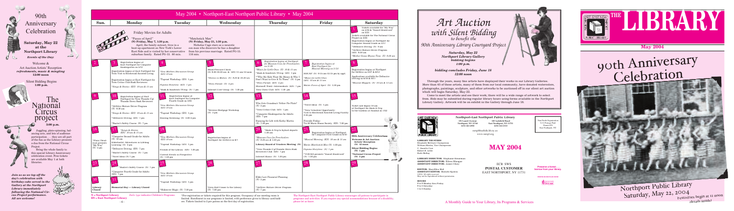## 90th Anniversary Celebration

**Saturday, May 22 at the Northport Library**

*Events of the Day:*

Welcome & Art Auction Artists' Reception
*refreshments, music & mingling*
**12:00 noon**

Silent Bidding Begins
**1:00 p.m.**

# The National Circus project

**3:00 p.m.**

Juggling, plate-spinning, balancing acts, and lots of audience participation . . . they are all part of the fun as the Library presents a duo from the National Circus Project.

Bring the whole family to this special Library Anniversary celebration event. Free tickets are available May 1 at both libraries.

*Join us as we top off the day's celebration with birthday cake served in the Gallery at the Northport Library immediately following the National Circus Project performance. All are welcome!*

# May 2004 • Northport-East Northport Public Library • May 2004

| Sun. | Monday | Tuesday | Wednesday | Thursday | Friday | Saturday |
|---|---|---|---|---|---|---|
| | **Friday Movies for Adults** "Pieces of April" **(N) Friday, May 7, 1:30 p.m.** April, the family outcast, lives in a beat-up apartment on New York's Lower East Side and is visited by her conservative suburban family. Rated PG-13. 80 min. | "Matchstick Men" **(N) Friday, May 21, 1:30 p.m.** Nicholas Cage stars as a neurotic con man who discovers he has a daughter from his previous marriage. Rated PG-13. 116 min. | | | | **1** Tickets available for "My Way" on 5/16 & "Sunset Boulevard" on 5/21; Tickets available for The National Circus Project on 5/22; Registration begins at Northport for Computer Second Grade on 5/17; \*Defensive Driving (N) 9 a.m.; \*AARP Mature Driver Program (EN) 9:30 am; \*Mother Goose Rhyme Time (N) 9:30 am |
| **2** | **3** Registration begins at East Northport for Computer Kindergarten on 5/13; Registration begins at East Northport for Teen Visit to Riverhead Assisted Living; Registration begins at East Northport for Teen Cotton Club Book Reviewers; *\*Songs & Stories (EN) 10 am & 11 am* | **4** *\*New Mothers Discussion Group (EN) 10 am*; \*Topmost Workshop (EN) 1 pm; *Pajama Storytime (EN) 7 pm*; \*Book & Sandwich (W)rap (N) 7 pm | **5** Blood Pressure Check (N) 9:30-10:30 am & (EN) 11 am-12 noon; *\*Stories in Motion (N) 9:30 & 10:30 am*; *\*Story Parade (N) 4 pm*; Internet User Group (N) 7:30 pm | **6** *Registration begins at Northport for Museum Cats for Preschoolers on 5/20*; *\*Music for Little Ones (N) 10 & 11 am*; \*Book & Sandwich (W)rap (EN) 1 pm; *\*Why My Kids Want My Money & Why I Don't Want to Give It To Them" (N) 2 pm*; *\*Story Parade (EN) 4 pm*; Microsoft Word—Intermediate (EN) 7 pm; Teen Chess Club (EN) 7:30 pm | **7** *Registration begins at East Northport for Musical Morning on 5/21*; HIICAP (N) 9:15 am-12:15 pm by appt.; *\*Music for Little Ones (EN) 10 am & 11 am*; *Movie: Pieces of April (N) 1:30 pm* | **8** Registration begins at Northport for \*AARP on 5/27 & 6/3; Applications available for Defensive Driving on 6/10 & 6/17; *\*Musical Muppets (N) 10 am & 11 am* |
| **9** | **10** Registration begins at East Northport for Teen Thumbs Up! Thumbs Down Book Reviewers; *\*AARP Mature Driver Program (N) 9:30 am*; *\*Songs & Stories (EN) 10 am & 11 am*; \*Defensive Driving (EN) 7 pm; \*Baxter's Safety Course (N) 7 pm | **11** Registration begins at East Northport for Computer Fourth Grade on 5/25; *\*New Mothers Discussion Group (EN) 10 am*; \*Topmost Workshop (EN) 1 pm; Hearing Screening (N) 2:30-4 pm | **12** \*Reverse Mortgage Workshop (N) 2 pm | **13** Who Gets Grandma's Yellow Pie Plate? (N) 2 pm; \*Teen Cotton Club (EN) 7 pm; \*Computer Kindergarten for Adults (EN) 7 pm; Running for Life with Kathy Martin (N) 7:30 pm | **14** \*Tarot Ideas (N) 1 pm; \*Teen Volunteer Opportunity: Visit to Riverhead Assisted Living Facility 2:30 pm; Fireside Friday: Tri-M Music Honor Society (EN) 7:30 pm | **15** Ticket sale begins 10 am at Northport for Book-A-Trip to the Gardens at Sunshine on 7/22 |
| **16** \*Plaza Theatrical presents "My Way" (N) 2 pm | **17** *Songs & Stories (EN) 10 am & 11 am*; \*Computer Second Grade for Adults (N) 10 am; Kinderkardio: Adventures in Lifelong Learning (N) 2 pm; \*Defensive Driving (EN) 7 pm; \*Baxter's Safety Course (N) 7 pm; \*Secret Ideas (N) 1 pm | **18** *\*New Mothers Discussion Group (EN) 10 am*; \*Topmost Workshop (EN) 1 pm; Friends of the Library (EN) 1:30 pm; Current Events in Perspective (N) 7:30 pm | **19** Registration begins at Northport for AARP on 6/7 | **20** \*Book-A-Trip to Hyland departs 7:30 am; *\*Museum Cats for Preschoolers (N) 9:30 am & 1:30 pm*; **Library Board of Trustees Meeting (N)**; \*Teen Thumbs Up!Thumbs Down Book Reviewers Club (EN) 7 pm; Internet Basics (N) 7:30 pm | **21** Registration begins at Northport for Computer First Grade on 6/10; *\*Musical Morning (EN) 10 am & 11 am*; *Movie: Matchstick Men (N) 1:30 pm*; *Pajama Storytime (N) 7 pm*; \*TVAN/AN presents "Sunset Boulevard" (N) 7:30 pm | **22** **90th Anniversary Celebration:** **Welcome & Art Auction Artists' Reception (N) 12 noon**; **Silent Bidding Begins (N) 1 pm**; **\*National Circus Project (N) 3 pm** |
| **23** | **24** \*Baxter's Safety Course (N) 7 pm; \*Computer Fourth Grade for Adults (EN) 7 pm | **25** *\*New Mothers Discussion Group (EN) 10 am*; \*Topmost Workshop (EN) 1 pm | **26** | **27** Elder Law Financial Planning (N) 2 pm; \*AARP Mature Driver Program (N) 7 pm | **28** | **29** |
| **30** | **31** *Memorial Day — Library Closed* | \*Makeover Magic (N) 7:30 pm | Teen Hall Comes to the Library (N) 7:30 pm | | | |
| **Library Closed** | | | | | | |

N = Northport Library  EN = East Northport Library  *Italic type indicates Children's Programs.*

\*Pre-registration or tickets required for this program. Occupancy of our meeting room is limited. Enrollment in our programs is limited, with preference given to library card holders. Tickets limited to 2 per patron on the first day of registration.

The Northport-East Northport Public Library encourages all patrons to participate in programs and activities. If you require any special accommodations because of a disability, please let us know.

# Art Auction with Silent Bidding

*to benefit the 90th Anniversary Library Courtyard Project*

***Saturday, May 22***
***Northport Library Gallery***
***bidding begins***
***1:00 p.m.***

***bidding concludes Friday, June 18***
***12:00 noon***

Through the years, many fine artists have displayed their works in our Library Galleries. More than 45 of these artists, many of them from our local community, have donated watercolors, photographs, paintings, sculpture, and other artworks to be auctioned off in our silent art auction which will begin Saturday, May 22.

Come to meet the artists and see their work; there will be a wide range of artwork to select from. Bids may be submitted during regular library hours using forms available in the Northport Library Gallery. Artwork will be on exhibit in the Gallery through June 18.

**Northport-East Northport Public Library**

**151 Laurel Avenue**
**Northport, NY 11768**
**(631) 261-6930**

**185 Larkfield Road**
**East Northport, NY 11731**
**(631) 261-2313**

nenpl@suffolk.lib.ny.us
www.nenpl.org

Non-Profit Organization
U.S. Postage Paid
Permit #78
East Northport, NY

**LIBRARY TRUSTEES**
Elizabeth McCord, Chairperson
William Martin, Vice Chairperson
C. Annette Carr
Robert E. Little
Ruth McKay

**LIBRARY DIRECTOR:** Stephanie Heineman
**ASSISTANT DIRECTOR:** Eileen Minogue
**ASSISTANT DIRECTOR:** James Olney

**EDITOR:** MaryEllen Moll
**ASSISTANT EDITOR:** Michelle Epstein
©2004. All rights reserved.
May not be reproduced without permission.

**HOURS**
9 to 9 Monday thru Friday
9 to 5 Saturday
1 to 5 Sunday

## MAY 2004

ECR SWS
**POSTAL CUSTOMER**
EAST NORTHPORT, NY 11731

*Preserve a forest . . . borrow from your library.*

A Monthly Guide to Your Library, Its Programs & Services

# THE LIBRARY

**May 2004**

# 90th Anniversary Celebration

Northport Public Library
Saturday, May 22, 2004
Festivities begin at 12 noon
details inside!